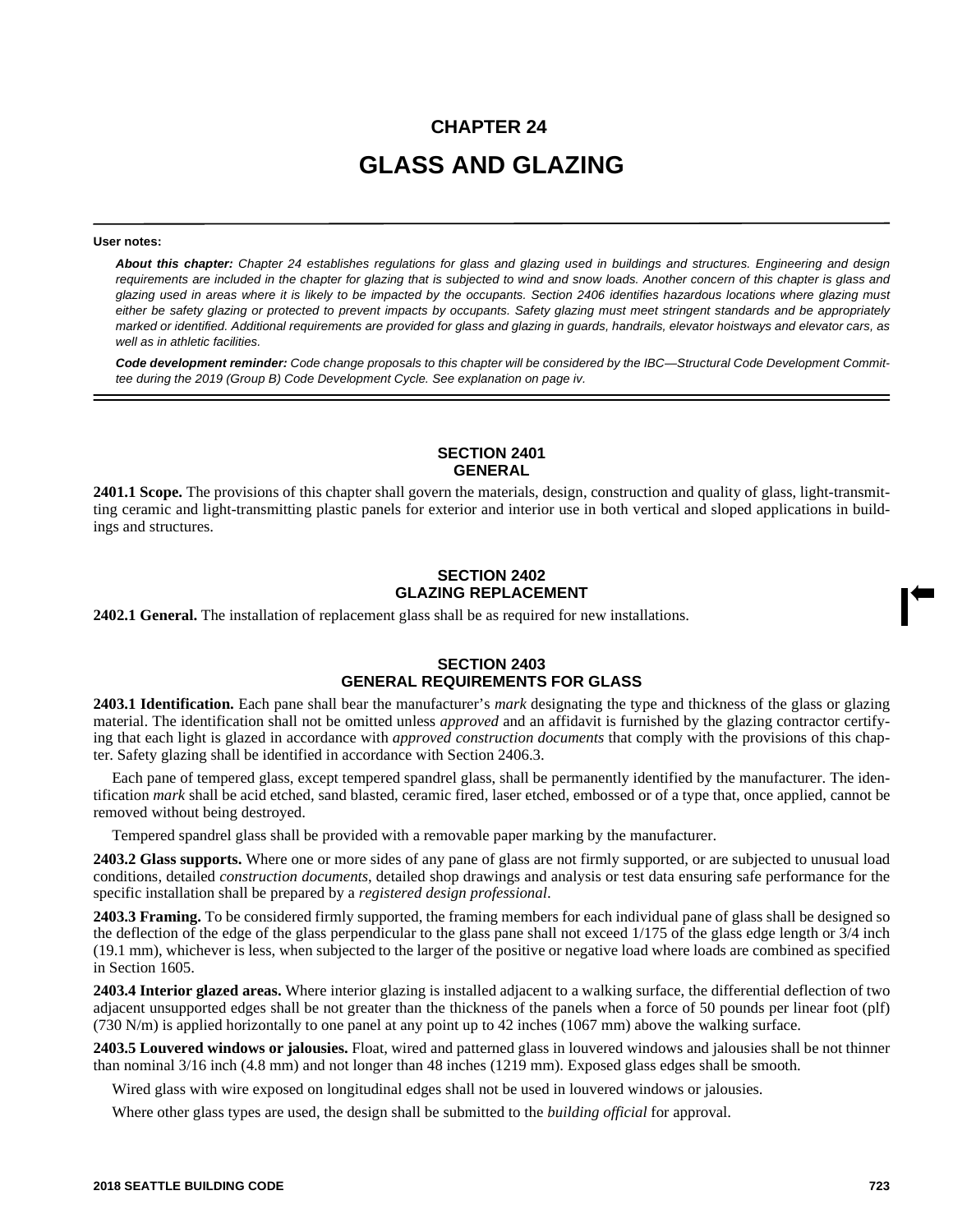# CHAPTER 24

# GLASS AND GLAZING

**User notes:**

***About this chapter:*** *Chapter 24 establishes regulations for glass and glazing used in buildings and structures. Engineering and design requirements are included in the chapter for glazing that is subjected to wind and snow loads. Another concern of this chapter is glass and glazing used in areas where it is likely to be impacted by the occupants. Section 2406 identifies hazardous locations where glazing must either be safety glazing or protected to prevent impacts by occupants. Safety glazing must meet stringent standards and be appropriately marked or identified. Additional requirements are provided for glass and glazing in guards, handrails, elevator hoistways and elevator cars, as well as in athletic facilities.*

***Code development reminder:*** *Code change proposals to this chapter will be considered by the IBC—Structural Code Development Committee during the 2019 (Group B) Code Development Cycle. See explanation on page iv.*

## SECTION 2401
## GENERAL

**2401.1 Scope.** The provisions of this chapter shall govern the materials, design, construction and quality of glass, light-transmitting ceramic and light-transmitting plastic panels for exterior and interior use in both vertical and sloped applications in buildings and structures.

## SECTION 2402
## GLAZING REPLACEMENT

**2402.1 General.** The installation of replacement glass shall be as required for new installations.

## SECTION 2403
## GENERAL REQUIREMENTS FOR GLASS

**2403.1 Identification.** Each pane shall bear the manufacturer's *mark* designating the type and thickness of the glass or glazing material. The identification shall not be omitted unless *approved* and an affidavit is furnished by the glazing contractor certifying that each light is glazed in accordance with *approved construction documents* that comply with the provisions of this chapter. Safety glazing shall be identified in accordance with Section 2406.3.

Each pane of tempered glass, except tempered spandrel glass, shall be permanently identified by the manufacturer. The identification *mark* shall be acid etched, sand blasted, ceramic fired, laser etched, embossed or of a type that, once applied, cannot be removed without being destroyed.

Tempered spandrel glass shall be provided with a removable paper marking by the manufacturer.

**2403.2 Glass supports.** Where one or more sides of any pane of glass are not firmly supported, or are subjected to unusual load conditions, detailed *construction documents*, detailed shop drawings and analysis or test data ensuring safe performance for the specific installation shall be prepared by a *registered design professional*.

**2403.3 Framing.** To be considered firmly supported, the framing members for each individual pane of glass shall be designed so the deflection of the edge of the glass perpendicular to the glass pane shall not exceed 1/175 of the glass edge length or 3/4 inch (19.1 mm), whichever is less, when subjected to the larger of the positive or negative load where loads are combined as specified in Section 1605.

**2403.4 Interior glazed areas.** Where interior glazing is installed adjacent to a walking surface, the differential deflection of two adjacent unsupported edges shall be not greater than the thickness of the panels when a force of 50 pounds per linear foot (plf) (730 N/m) is applied horizontally to one panel at any point up to 42 inches (1067 mm) above the walking surface.

**2403.5 Louvered windows or jalousies.** Float, wired and patterned glass in louvered windows and jalousies shall be not thinner than nominal 3/16 inch (4.8 mm) and not longer than 48 inches (1219 mm). Exposed glass edges shall be smooth.

Wired glass with wire exposed on longitudinal edges shall not be used in louvered windows or jalousies.

Where other glass types are used, the design shall be submitted to the *building official* for approval.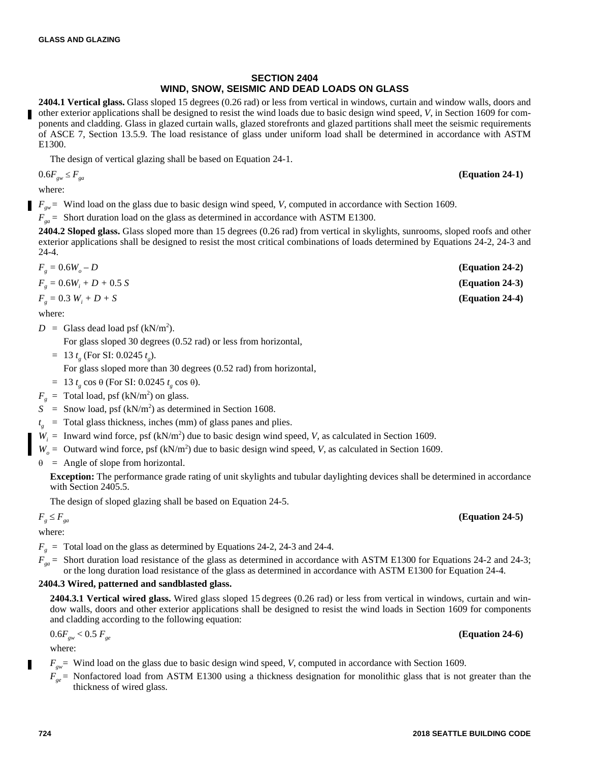## SECTION 2404 WIND, SNOW, SEISMIC AND DEAD LOADS ON GLASS

**2404.1 Vertical glass.** Glass sloped 15 degrees (0.26 rad) or less from vertical in windows, curtain and window walls, doors and other exterior applications shall be designed to resist the wind loads due to basic design wind speed, $V$, in Section 1609 for components and cladding. Glass in glazed curtain walls, glazed storefronts and glazed partitions shall meet the seismic requirements of ASCE 7, Section 13.5.9. The load resistance of glass under uniform load shall be determined in accordance with ASTM E1300.

The design of vertical glazing shall be based on Equation 24-1.

$$0.6F_{gw} \le F_{ga} \quad \textbf{(Equation 24-1)}$$

where:

$F_{gw}$ = Wind load on the glass due to basic design wind speed, $V$, computed in accordance with Section 1609.

$F_{ga}$ = Short duration load on the glass as determined in accordance with ASTM E1300.

**2404.2 Sloped glass.** Glass sloped more than 15 degrees (0.26 rad) from vertical in skylights, sunrooms, sloped roofs and other exterior applications shall be designed to resist the most critical combinations of loads determined by Equations 24-2, 24-3 and 24-4.

$$F_g = 0.6W_o - D \quad \textbf{(Equation 24-2)}$$

$$F_g = 0.6W_i + D + 0.5\,S \quad \textbf{(Equation 24-3)}$$

$$F_g = 0.3\,W_i + D + S \quad \textbf{(Equation 24-4)}$$

where:

$D$ = Glass dead load psf (kN/m$^2$).

For glass sloped 30 degrees (0.52 rad) or less from horizontal,

= $13\,t_g$ (For SI: $0.0245\,t_g$).

For glass sloped more than 30 degrees (0.52 rad) from horizontal,

= $13\,t_g \cos\theta$ (For SI: $0.0245\,t_g \cos\theta$).

$F_g$ = Total load, psf (kN/m$^2$) on glass.

$S$ = Snow load, psf (kN/m$^2$) as determined in Section 1608.

$t_g$ = Total glass thickness, inches (mm) of glass panes and plies.

$W_i$ = Inward wind force, psf (kN/m$^2$) due to basic design wind speed, $V$, as calculated in Section 1609.

$W_o$ = Outward wind force, psf (kN/m$^2$) due to basic design wind speed, $V$, as calculated in Section 1609.

$\theta$ = Angle of slope from horizontal.

**Exception:** The performance grade rating of unit skylights and tubular daylighting devices shall be determined in accordance with Section 2405.5.

The design of sloped glazing shall be based on Equation 24-5.

$$F_g \le F_{ga} \quad \textbf{(Equation 24-5)}$$

where:

$F_g$ = Total load on the glass as determined by Equations 24-2, 24-3 and 24-4.

$F_{ga}$ = Short duration load resistance of the glass as determined in accordance with ASTM E1300 for Equations 24-2 and 24-3; or the long duration load resistance of the glass as determined in accordance with ASTM E1300 for Equation 24-4.

**2404.3 Wired, patterned and sandblasted glass.**

**2404.3.1 Vertical wired glass.** Wired glass sloped 15 degrees (0.26 rad) or less from vertical in windows, curtain and window walls, doors and other exterior applications shall be designed to resist the wind loads in Section 1609 for components and cladding according to the following equation:

$$0.6F_{gw} < 0.5\,F_{ge} \quad \textbf{(Equation 24-6)}$$

where:

$F_{gw}$ = Wind load on the glass due to basic design wind speed, $V$, computed in accordance with Section 1609.

$F_{ge}$ = Nonfactored load from ASTM E1300 using a thickness designation for monolithic glass that is not greater than the thickness of wired glass.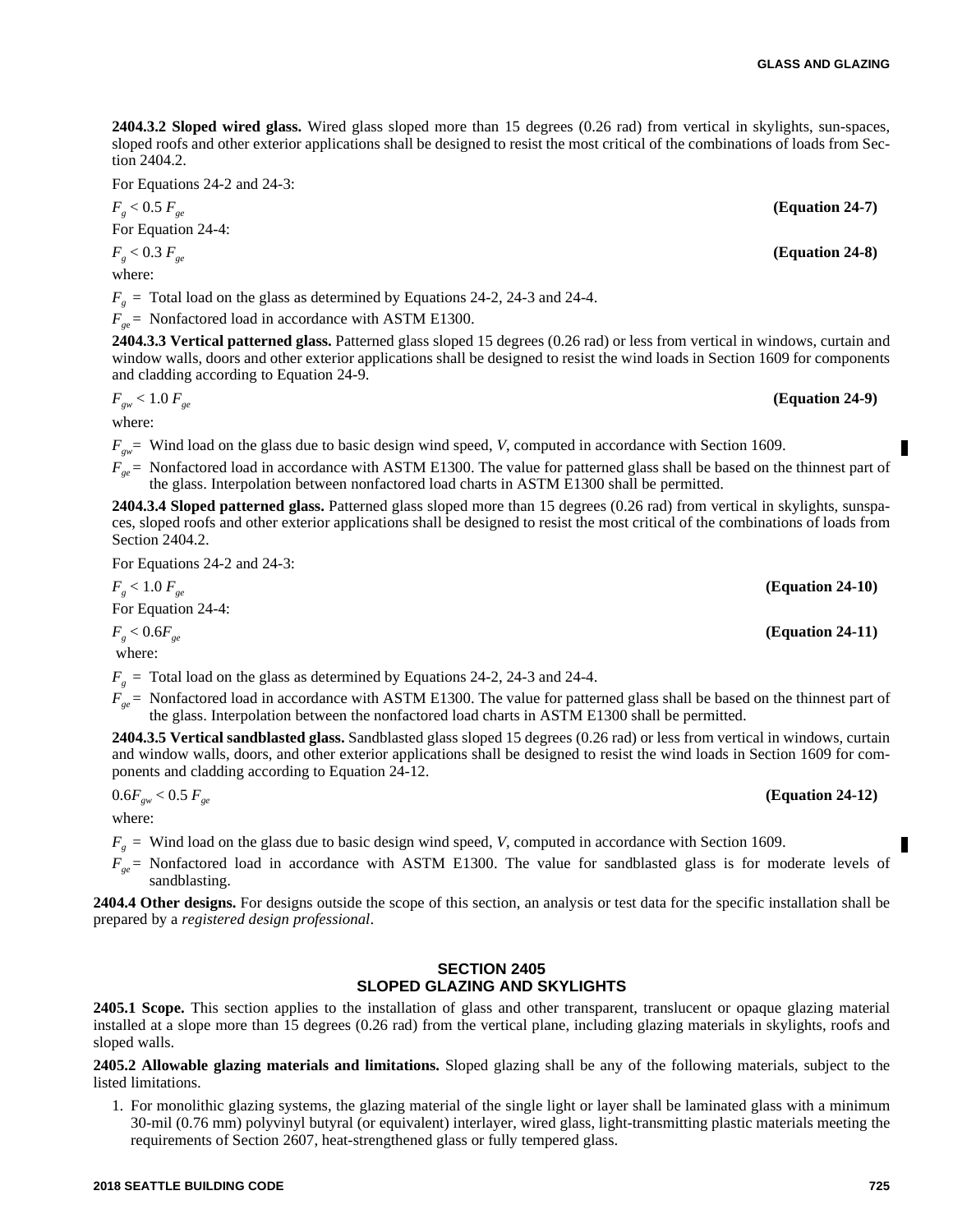**2404.3.2 Sloped wired glass.** Wired glass sloped more than 15 degrees (0.26 rad) from vertical in skylights, sun-spaces, sloped roofs and other exterior applications shall be designed to resist the most critical of the combinations of loads from Section 2404.2.

For Equations 24-2 and 24-3:

$$F_g < 0.5\ F_{ge} \qquad \textbf{(Equation 24-7)}$$

For Equation 24-4:

$$F_g < 0.3\ F_{ge} \qquad \textbf{(Equation 24-8)}$$

where:

$F_g$ = Total load on the glass as determined by Equations 24-2, 24-3 and 24-4.

$F_{ge}$ = Nonfactored load in accordance with ASTM E1300.

**2404.3.3 Vertical patterned glass.** Patterned glass sloped 15 degrees (0.26 rad) or less from vertical in windows, curtain and window walls, doors and other exterior applications shall be designed to resist the wind loads in Section 1609 for components and cladding according to Equation 24-9.

$$F_{gw} < 1.0\ F_{ge} \qquad \textbf{(Equation 24-9)}$$

where:

$F_{gw}$ = Wind load on the glass due to basic design wind speed, *V*, computed in accordance with Section 1609.

$F_{ge}$ = Nonfactored load in accordance with ASTM E1300. The value for patterned glass shall be based on the thinnest part of the glass. Interpolation between nonfactored load charts in ASTM E1300 shall be permitted.

**2404.3.4 Sloped patterned glass.** Patterned glass sloped more than 15 degrees (0.26 rad) from vertical in skylights, sunspaces, sloped roofs and other exterior applications shall be designed to resist the most critical of the combinations of loads from Section 2404.2.

For Equations 24-2 and 24-3:

$$F_g < 1.0\ F_{ge} \qquad \textbf{(Equation 24-10)}$$

For Equation 24-4:

$$F_g < 0.6F_{ge} \qquad \textbf{(Equation 24-11)}$$

where:

$F_g$ = Total load on the glass as determined by Equations 24-2, 24-3 and 24-4.

$F_{ge}$ = Nonfactored load in accordance with ASTM E1300. The value for patterned glass shall be based on the thinnest part of the glass. Interpolation between the nonfactored load charts in ASTM E1300 shall be permitted.

**2404.3.5 Vertical sandblasted glass.** Sandblasted glass sloped 15 degrees (0.26 rad) or less from vertical in windows, curtain and window walls, doors, and other exterior applications shall be designed to resist the wind loads in Section 1609 for components and cladding according to Equation 24-12.

$$0.6F_{gw} < 0.5\ F_{ge} \qquad \textbf{(Equation 24-12)}$$

where:

$F_g$ = Wind load on the glass due to basic design wind speed, *V*, computed in accordance with Section 1609.

$F_{ge}$ = Nonfactored load in accordance with ASTM E1300. The value for sandblasted glass is for moderate levels of sandblasting.

**2404.4 Other designs.** For designs outside the scope of this section, an analysis or test data for the specific installation shall be prepared by a *registered design professional*.

## SECTION 2405
## SLOPED GLAZING AND SKYLIGHTS

**2405.1 Scope.** This section applies to the installation of glass and other transparent, translucent or opaque glazing material installed at a slope more than 15 degrees (0.26 rad) from the vertical plane, including glazing materials in skylights, roofs and sloped walls.

**2405.2 Allowable glazing materials and limitations.** Sloped glazing shall be any of the following materials, subject to the listed limitations.

1. For monolithic glazing systems, the glazing material of the single light or layer shall be laminated glass with a minimum 30-mil (0.76 mm) polyvinyl butyral (or equivalent) interlayer, wired glass, light-transmitting plastic materials meeting the requirements of Section 2607, heat-strengthened glass or fully tempered glass.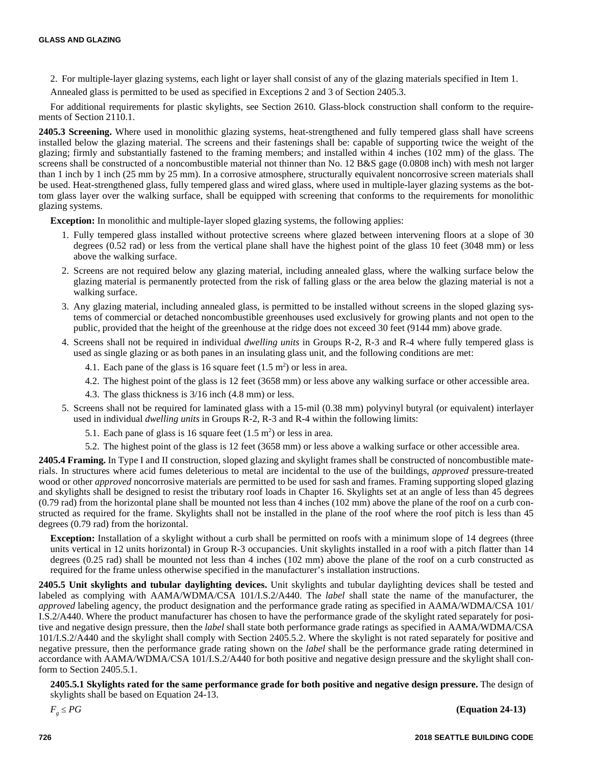2. For multiple-layer glazing systems, each light or layer shall consist of any of the glazing materials specified in Item 1.

Annealed glass is permitted to be used as specified in Exceptions 2 and 3 of Section 2405.3.

For additional requirements for plastic skylights, see Section 2610. Glass-block construction shall conform to the requirements of Section 2110.1.

**2405.3 Screening.** Where used in monolithic glazing systems, heat-strengthened and fully tempered glass shall have screens installed below the glazing material. The screens and their fastenings shall be: capable of supporting twice the weight of the glazing; firmly and substantially fastened to the framing members; and installed within 4 inches (102 mm) of the glass. The screens shall be constructed of a noncombustible material not thinner than No. 12 B&S gage (0.0808 inch) with mesh not larger than 1 inch by 1 inch (25 mm by 25 mm). In a corrosive atmosphere, structurally equivalent noncorrosive screen materials shall be used. Heat-strengthened glass, fully tempered glass and wired glass, where used in multiple-layer glazing systems as the bottom glass layer over the walking surface, shall be equipped with screening that conforms to the requirements for monolithic glazing systems.

**Exception:** In monolithic and multiple-layer sloped glazing systems, the following applies:

1. Fully tempered glass installed without protective screens where glazed between intervening floors at a slope of 30 degrees (0.52 rad) or less from the vertical plane shall have the highest point of the glass 10 feet (3048 mm) or less above the walking surface.
2. Screens are not required below any glazing material, including annealed glass, where the walking surface below the glazing material is permanently protected from the risk of falling glass or the area below the glazing material is not a walking surface.
3. Any glazing material, including annealed glass, is permitted to be installed without screens in the sloped glazing systems of commercial or detached noncombustible greenhouses used exclusively for growing plants and not open to the public, provided that the height of the greenhouse at the ridge does not exceed 30 feet (9144 mm) above grade.
4. Screens shall not be required in individual *dwelling units* in Groups R-2, R-3 and R-4 where fully tempered glass is used as single glazing or as both panes in an insulating glass unit, and the following conditions are met:
   - 4.1. Each pane of the glass is 16 square feet (1.5 $m^2$) or less in area.
   - 4.2. The highest point of the glass is 12 feet (3658 mm) or less above any walking surface or other accessible area.
   - 4.3. The glass thickness is 3/16 inch (4.8 mm) or less.
5. Screens shall not be required for laminated glass with a 15-mil (0.38 mm) polyvinyl butyral (or equivalent) interlayer used in individual *dwelling units* in Groups R-2, R-3 and R-4 within the following limits:
   - 5.1. Each pane of glass is 16 square feet (1.5 $m^2$) or less in area.
   - 5.2. The highest point of the glass is 12 feet (3658 mm) or less above a walking surface or other accessible area.

**2405.4 Framing.** In Type I and II construction, sloped glazing and skylight frames shall be constructed of noncombustible materials. In structures where acid fumes deleterious to metal are incidental to the use of the buildings, *approved* pressure-treated wood or other *approved* noncorrosive materials are permitted to be used for sash and frames. Framing supporting sloped glazing and skylights shall be designed to resist the tributary roof loads in Chapter 16. Skylights set at an angle of less than 45 degrees (0.79 rad) from the horizontal plane shall be mounted not less than 4 inches (102 mm) above the plane of the roof on a curb constructed as required for the frame. Skylights shall not be installed in the plane of the roof where the roof pitch is less than 45 degrees (0.79 rad) from the horizontal.

**Exception:** Installation of a skylight without a curb shall be permitted on roofs with a minimum slope of 14 degrees (three units vertical in 12 units horizontal) in Group R-3 occupancies. Unit skylights installed in a roof with a pitch flatter than 14 degrees (0.25 rad) shall be mounted not less than 4 inches (102 mm) above the plane of the roof on a curb constructed as required for the frame unless otherwise specified in the manufacturer's installation instructions.

**2405.5 Unit skylights and tubular daylighting devices.** Unit skylights and tubular daylighting devices shall be tested and labeled as complying with AAMA/WDMA/CSA 101/I.S.2/A440. The *label* shall state the name of the manufacturer, the *approved* labeling agency, the product designation and the performance grade rating as specified in AAMA/WDMA/CSA 101/I.S.2/A440. Where the product manufacturer has chosen to have the performance grade of the skylight rated separately for positive and negative design pressure, then the *label* shall state both performance grade ratings as specified in AAMA/WDMA/CSA 101/I.S.2/A440 and the skylight shall comply with Section 2405.5.2. Where the skylight is not rated separately for positive and negative pressure, then the performance grade rating shown on the *label* shall be the performance grade rating determined in accordance with AAMA/WDMA/CSA 101/I.S.2/A440 for both positive and negative design pressure and the skylight shall conform to Section 2405.5.1.

**2405.5.1 Skylights rated for the same performance grade for both positive and negative design pressure.** The design of skylights shall be based on Equation 24-13.

$$F_g \leq PG \qquad \textbf{(Equation 24-13)}$$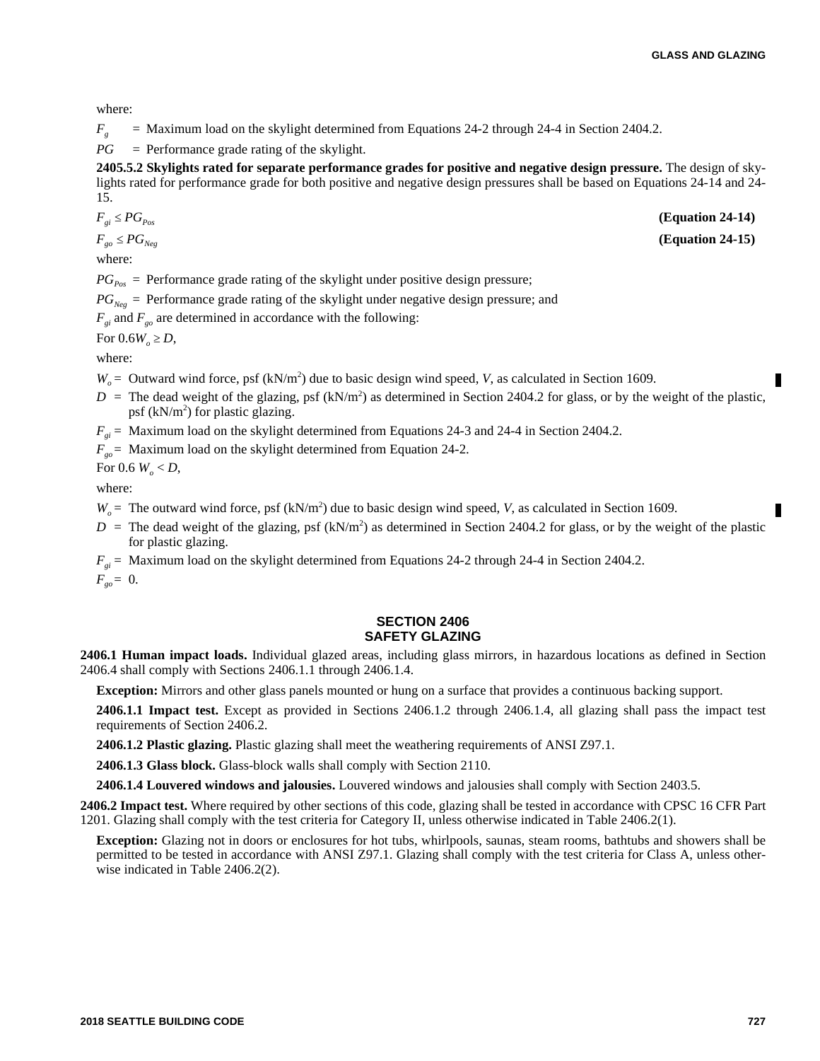where:

$F_g$ = Maximum load on the skylight determined from Equations 24-2 through 24-4 in Section 2404.2.

$PG$ = Performance grade rating of the skylight.

**2405.5.2 Skylights rated for separate performance grades for positive and negative design pressure.** The design of skylights rated for performance grade for both positive and negative design pressures shall be based on Equations 24-14 and 24-15.

$$F_{gi} \leq PG_{Pos} \quad \textbf{(Equation 24-14)}$$

$$F_{go} \leq PG_{Neg} \quad \textbf{(Equation 24-15)}$$

where:

$PG_{Pos}$ = Performance grade rating of the skylight under positive design pressure;

$PG_{Neg}$ = Performance grade rating of the skylight under negative design pressure; and

$F_{gi}$ and $F_{go}$ are determined in accordance with the following:

For $0.6W_o \geq D$,

where:

$W_o$ = Outward wind force, psf (kN/m$^2$) due to basic design wind speed, $V$, as calculated in Section 1609.

$D$ = The dead weight of the glazing, psf (kN/m$^2$) as determined in Section 2404.2 for glass, or by the weight of the plastic, psf (kN/m$^2$) for plastic glazing.

$F_{gi}$ = Maximum load on the skylight determined from Equations 24-3 and 24-4 in Section 2404.2.

$F_{go}$ = Maximum load on the skylight determined from Equation 24-2.

For $0.6 W_o < D$,

where:

$W_o$ = The outward wind force, psf (kN/m$^2$) due to basic design wind speed, $V$, as calculated in Section 1609.

$D$ = The dead weight of the glazing, psf (kN/m$^2$) as determined in Section 2404.2 for glass, or by the weight of the plastic for plastic glazing.

$F_{gi}$ = Maximum load on the skylight determined from Equations 24-2 through 24-4 in Section 2404.2.

$F_{go}$ = 0.

## SECTION 2406 SAFETY GLAZING

**2406.1 Human impact loads.** Individual glazed areas, including glass mirrors, in hazardous locations as defined in Section 2406.4 shall comply with Sections 2406.1.1 through 2406.1.4.

**Exception:** Mirrors and other glass panels mounted or hung on a surface that provides a continuous backing support.

**2406.1.1 Impact test.** Except as provided in Sections 2406.1.2 through 2406.1.4, all glazing shall pass the impact test requirements of Section 2406.2.

**2406.1.2 Plastic glazing.** Plastic glazing shall meet the weathering requirements of ANSI Z97.1.

**2406.1.3 Glass block.** Glass-block walls shall comply with Section 2110.

**2406.1.4 Louvered windows and jalousies.** Louvered windows and jalousies shall comply with Section 2403.5.

**2406.2 Impact test.** Where required by other sections of this code, glazing shall be tested in accordance with CPSC 16 CFR Part 1201. Glazing shall comply with the test criteria for Category II, unless otherwise indicated in Table 2406.2(1).

**Exception:** Glazing not in doors or enclosures for hot tubs, whirlpools, saunas, steam rooms, bathtubs and showers shall be permitted to be tested in accordance with ANSI Z97.1. Glazing shall comply with the test criteria for Class A, unless otherwise indicated in Table 2406.2(2).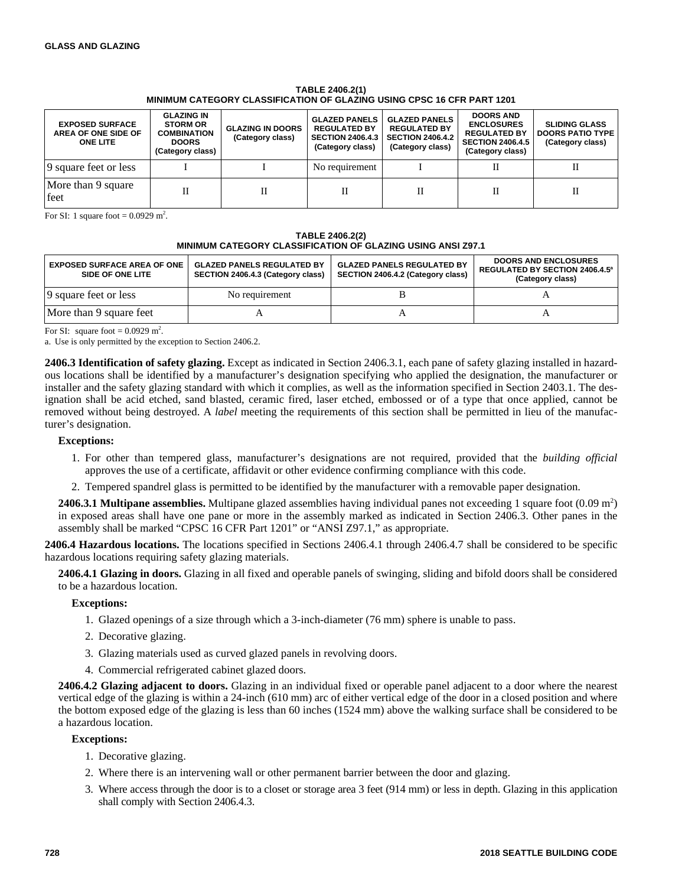**TABLE 2406.2(1)**
**MINIMUM CATEGORY CLASSIFICATION OF GLAZING USING CPSC 16 CFR PART 1201**

| EXPOSED SURFACE AREA OF ONE SIDE OF ONE LITE | GLAZING IN STORM OR COMBINATION DOORS (Category class) | GLAZING IN DOORS (Category class) | GLAZED PANELS REGULATED BY SECTION 2406.4.3 (Category class) | GLAZED PANELS REGULATED BY SECTION 2406.4.2 (Category class) | DOORS AND ENCLOSURES REGULATED BY SECTION 2406.4.5 (Category class) | SLIDING GLASS DOORS PATIO TYPE (Category class) |
|---|---|---|---|---|---|---|
| 9 square feet or less | I | I | No requirement | I | II | II |
| More than 9 square feet | II | II | II | II | II | II |

For SI: 1 square foot = 0.0929 $m^2$.

**TABLE 2406.2(2)**
**MINIMUM CATEGORY CLASSIFICATION OF GLAZING USING ANSI Z97.1**

| EXPOSED SURFACE AREA OF ONE SIDE OF ONE LITE | GLAZED PANELS REGULATED BY SECTION 2406.4.3 (Category class) | GLAZED PANELS REGULATED BY SECTION 2406.4.2 (Category class) | DOORS AND ENCLOSURES REGULATED BY SECTION 2406.4.5[a] (Category class) |
|---|---|---|---|
| 9 square feet or less | No requirement | B | A |
| More than 9 square feet | A | A | A |

For SI: square foot = 0.0929 $m^2$.

a. Use is only permitted by the exception to Section 2406.2.

**2406.3 Identification of safety glazing.** Except as indicated in Section 2406.3.1, each pane of safety glazing installed in hazardous locations shall be identified by a manufacturer's designation specifying who applied the designation, the manufacturer or installer and the safety glazing standard with which it complies, as well as the information specified in Section 2403.1. The designation shall be acid etched, sand blasted, ceramic fired, laser etched, embossed or of a type that once applied, cannot be removed without being destroyed. A *label* meeting the requirements of this section shall be permitted in lieu of the manufacturer's designation.

**Exceptions:**

1. For other than tempered glass, manufacturer's designations are not required, provided that the *building official* approves the use of a certificate, affidavit or other evidence confirming compliance with this code.
2. Tempered spandrel glass is permitted to be identified by the manufacturer with a removable paper designation.

**2406.3.1 Multipane assemblies.** Multipane glazed assemblies having individual panes not exceeding 1 square foot (0.09 $m^2$) in exposed areas shall have one pane or more in the assembly marked as indicated in Section 2406.3. Other panes in the assembly shall be marked "CPSC 16 CFR Part 1201" or "ANSI Z97.1," as appropriate.

**2406.4 Hazardous locations.** The locations specified in Sections 2406.4.1 through 2406.4.7 shall be considered to be specific hazardous locations requiring safety glazing materials.

**2406.4.1 Glazing in doors.** Glazing in all fixed and operable panels of swinging, sliding and bifold doors shall be considered to be a hazardous location.

**Exceptions:**

1. Glazed openings of a size through which a 3-inch-diameter (76 mm) sphere is unable to pass.
2. Decorative glazing.
3. Glazing materials used as curved glazed panels in revolving doors.
4. Commercial refrigerated cabinet glazed doors.

**2406.4.2 Glazing adjacent to doors.** Glazing in an individual fixed or operable panel adjacent to a door where the nearest vertical edge of the glazing is within a 24-inch (610 mm) arc of either vertical edge of the door in a closed position and where the bottom exposed edge of the glazing is less than 60 inches (1524 mm) above the walking surface shall be considered to be a hazardous location.

**Exceptions:**

1. Decorative glazing.
2. Where there is an intervening wall or other permanent barrier between the door and glazing.
3. Where access through the door is to a closet or storage area 3 feet (914 mm) or less in depth. Glazing in this application shall comply with Section 2406.4.3.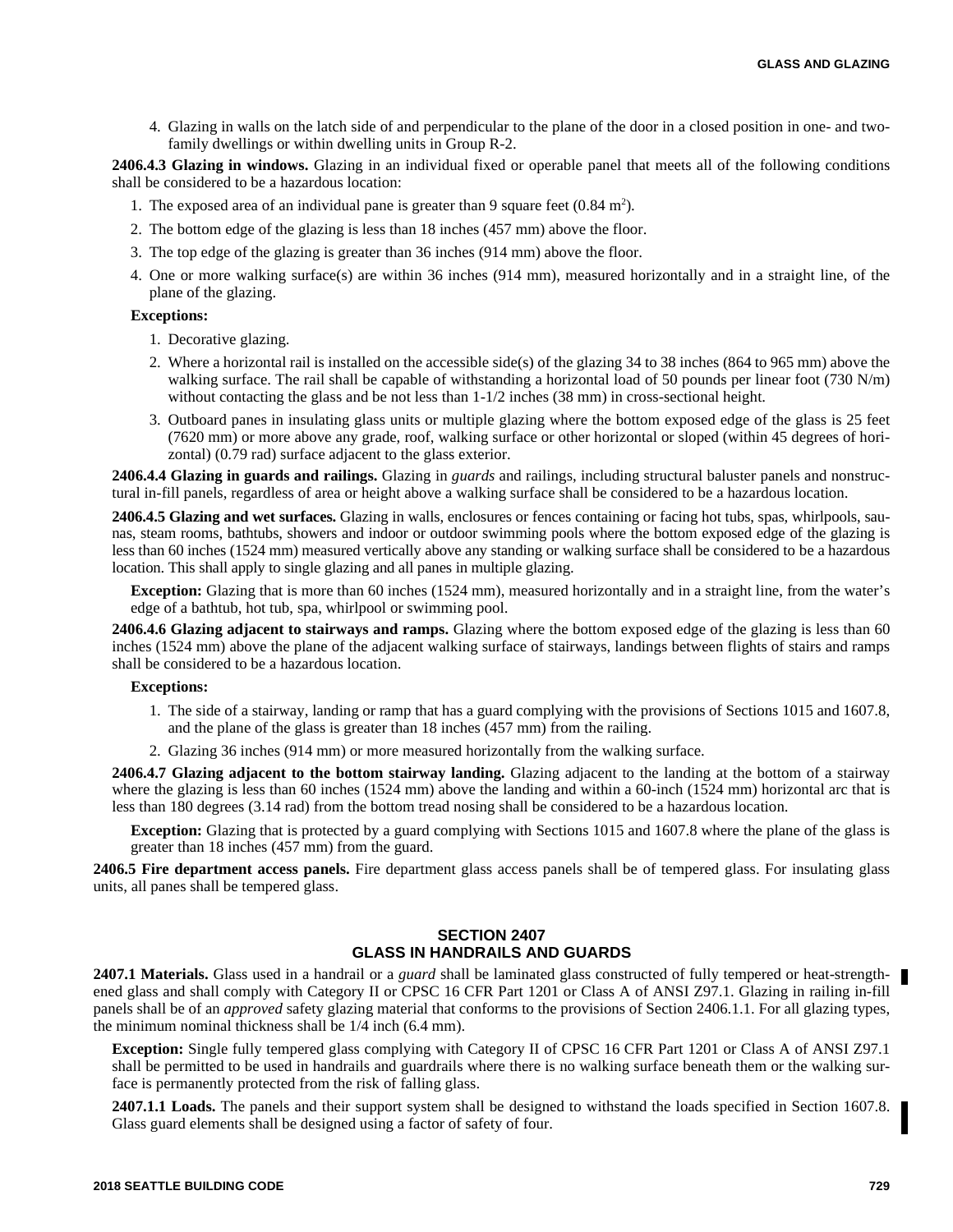4. Glazing in walls on the latch side of and perpendicular to the plane of the door in a closed position in one- and two-family dwellings or within dwelling units in Group R-2.

**2406.4.3 Glazing in windows.** Glazing in an individual fixed or operable panel that meets all of the following conditions shall be considered to be a hazardous location:

1. The exposed area of an individual pane is greater than 9 square feet (0.84 $m^2$).
2. The bottom edge of the glazing is less than 18 inches (457 mm) above the floor.
3. The top edge of the glazing is greater than 36 inches (914 mm) above the floor.
4. One or more walking surface(s) are within 36 inches (914 mm), measured horizontally and in a straight line, of the plane of the glazing.

**Exceptions:**

1. Decorative glazing.
2. Where a horizontal rail is installed on the accessible side(s) of the glazing 34 to 38 inches (864 to 965 mm) above the walking surface. The rail shall be capable of withstanding a horizontal load of 50 pounds per linear foot (730 N/m) without contacting the glass and be not less than 1-1/2 inches (38 mm) in cross-sectional height.
3. Outboard panes in insulating glass units or multiple glazing where the bottom exposed edge of the glass is 25 feet (7620 mm) or more above any grade, roof, walking surface or other horizontal or sloped (within 45 degrees of horizontal) (0.79 rad) surface adjacent to the glass exterior.

**2406.4.4 Glazing in guards and railings.** Glazing in *guards* and railings, including structural baluster panels and nonstructural in-fill panels, regardless of area or height above a walking surface shall be considered to be a hazardous location.

**2406.4.5 Glazing and wet surfaces.** Glazing in walls, enclosures or fences containing or facing hot tubs, spas, whirlpools, saunas, steam rooms, bathtubs, showers and indoor or outdoor swimming pools where the bottom exposed edge of the glazing is less than 60 inches (1524 mm) measured vertically above any standing or walking surface shall be considered to be a hazardous location. This shall apply to single glazing and all panes in multiple glazing.

**Exception:** Glazing that is more than 60 inches (1524 mm), measured horizontally and in a straight line, from the water's edge of a bathtub, hot tub, spa, whirlpool or swimming pool.

**2406.4.6 Glazing adjacent to stairways and ramps.** Glazing where the bottom exposed edge of the glazing is less than 60 inches (1524 mm) above the plane of the adjacent walking surface of stairways, landings between flights of stairs and ramps shall be considered to be a hazardous location.

**Exceptions:**

1. The side of a stairway, landing or ramp that has a guard complying with the provisions of Sections 1015 and 1607.8, and the plane of the glass is greater than 18 inches (457 mm) from the railing.
2. Glazing 36 inches (914 mm) or more measured horizontally from the walking surface.

**2406.4.7 Glazing adjacent to the bottom stairway landing.** Glazing adjacent to the landing at the bottom of a stairway where the glazing is less than 60 inches (1524 mm) above the landing and within a 60-inch (1524 mm) horizontal arc that is less than 180 degrees (3.14 rad) from the bottom tread nosing shall be considered to be a hazardous location.

**Exception:** Glazing that is protected by a guard complying with Sections 1015 and 1607.8 where the plane of the glass is greater than 18 inches (457 mm) from the guard.

**2406.5 Fire department access panels.** Fire department glass access panels shall be of tempered glass. For insulating glass units, all panes shall be tempered glass.

## SECTION 2407
## GLASS IN HANDRAILS AND GUARDS

**2407.1 Materials.** Glass used in a handrail or a *guard* shall be laminated glass constructed of fully tempered or heat-strengthened glass and shall comply with Category II or CPSC 16 CFR Part 1201 or Class A of ANSI Z97.1. Glazing in railing in-fill panels shall be of an *approved* safety glazing material that conforms to the provisions of Section 2406.1.1. For all glazing types, the minimum nominal thickness shall be 1/4 inch (6.4 mm).

**Exception:** Single fully tempered glass complying with Category II of CPSC 16 CFR Part 1201 or Class A of ANSI Z97.1 shall be permitted to be used in handrails and guardrails where there is no walking surface beneath them or the walking surface is permanently protected from the risk of falling glass.

**2407.1.1 Loads.** The panels and their support system shall be designed to withstand the loads specified in Section 1607.8. Glass guard elements shall be designed using a factor of safety of four.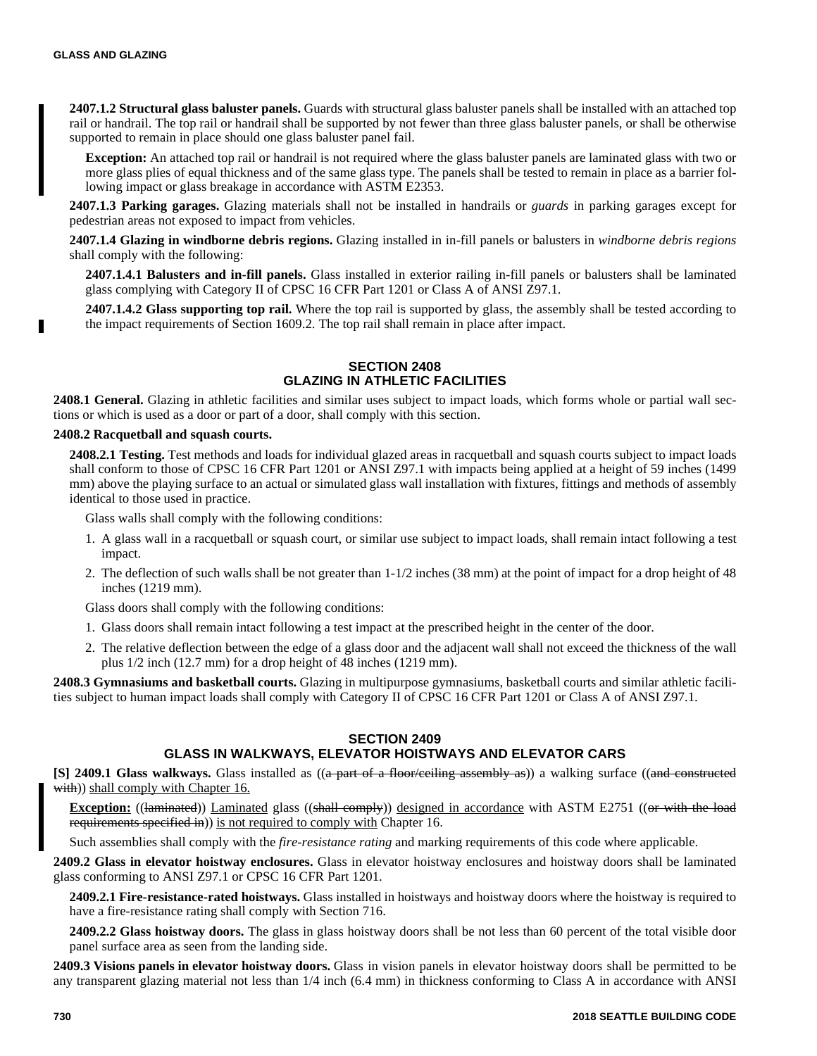**2407.1.2 Structural glass baluster panels.** Guards with structural glass baluster panels shall be installed with an attached top rail or handrail. The top rail or handrail shall be supported by not fewer than three glass baluster panels, or shall be otherwise supported to remain in place should one glass baluster panel fail.

**Exception:** An attached top rail or handrail is not required where the glass baluster panels are laminated glass with two or more glass plies of equal thickness and of the same glass type. The panels shall be tested to remain in place as a barrier following impact or glass breakage in accordance with ASTM E2353.

**2407.1.3 Parking garages.** Glazing materials shall not be installed in handrails or *guards* in parking garages except for pedestrian areas not exposed to impact from vehicles.

**2407.1.4 Glazing in windborne debris regions.** Glazing installed in in-fill panels or balusters in *windborne debris regions* shall comply with the following:

**2407.1.4.1 Balusters and in-fill panels.** Glass installed in exterior railing in-fill panels or balusters shall be laminated glass complying with Category II of CPSC 16 CFR Part 1201 or Class A of ANSI Z97.1.

**2407.1.4.2 Glass supporting top rail.** Where the top rail is supported by glass, the assembly shall be tested according to the impact requirements of Section 1609.2. The top rail shall remain in place after impact.

## SECTION 2408 GLAZING IN ATHLETIC FACILITIES

**2408.1 General.** Glazing in athletic facilities and similar uses subject to impact loads, which forms whole or partial wall sections or which is used as a door or part of a door, shall comply with this section.

**2408.2 Racquetball and squash courts.**

**2408.2.1 Testing.** Test methods and loads for individual glazed areas in racquetball and squash courts subject to impact loads shall conform to those of CPSC 16 CFR Part 1201 or ANSI Z97.1 with impacts being applied at a height of 59 inches (1499 mm) above the playing surface to an actual or simulated glass wall installation with fixtures, fittings and methods of assembly identical to those used in practice.

Glass walls shall comply with the following conditions:

1. A glass wall in a racquetball or squash court, or similar use subject to impact loads, shall remain intact following a test impact.
2. The deflection of such walls shall be not greater than 1-1/2 inches (38 mm) at the point of impact for a drop height of 48 inches (1219 mm).

Glass doors shall comply with the following conditions:

1. Glass doors shall remain intact following a test impact at the prescribed height in the center of the door.
2. The relative deflection between the edge of a glass door and the adjacent wall shall not exceed the thickness of the wall plus 1/2 inch (12.7 mm) for a drop height of 48 inches (1219 mm).

**2408.3 Gymnasiums and basketball courts.** Glazing in multipurpose gymnasiums, basketball courts and similar athletic facilities subject to human impact loads shall comply with Category II of CPSC 16 CFR Part 1201 or Class A of ANSI Z97.1.

## SECTION 2409 GLASS IN WALKWAYS, ELEVATOR HOISTWAYS AND ELEVATOR CARS

**[S] 2409.1 Glass walkways.** Glass installed as ((~~a part of a floor/ceiling assembly as~~)) a walking surface ((~~and constructed with~~)) <u>shall comply with Chapter 16.</u>

**<u>Exception:</u>** ((~~laminated~~)) <u>Laminated</u> glass ((~~shall comply~~)) <u>designed in accordance</u> with ASTM E2751 ((~~or with the load requirements specified in~~)) <u>is not required to comply with</u> Chapter 16.

Such assemblies shall comply with the *fire-resistance rating* and marking requirements of this code where applicable.

**2409.2 Glass in elevator hoistway enclosures.** Glass in elevator hoistway enclosures and hoistway doors shall be laminated glass conforming to ANSI Z97.1 or CPSC 16 CFR Part 1201.

**2409.2.1 Fire-resistance-rated hoistways.** Glass installed in hoistways and hoistway doors where the hoistway is required to have a fire-resistance rating shall comply with Section 716.

**2409.2.2 Glass hoistway doors.** The glass in glass hoistway doors shall be not less than 60 percent of the total visible door panel surface area as seen from the landing side.

**2409.3 Visions panels in elevator hoistway doors.** Glass in vision panels in elevator hoistway doors shall be permitted to be any transparent glazing material not less than 1/4 inch (6.4 mm) in thickness conforming to Class A in accordance with ANSI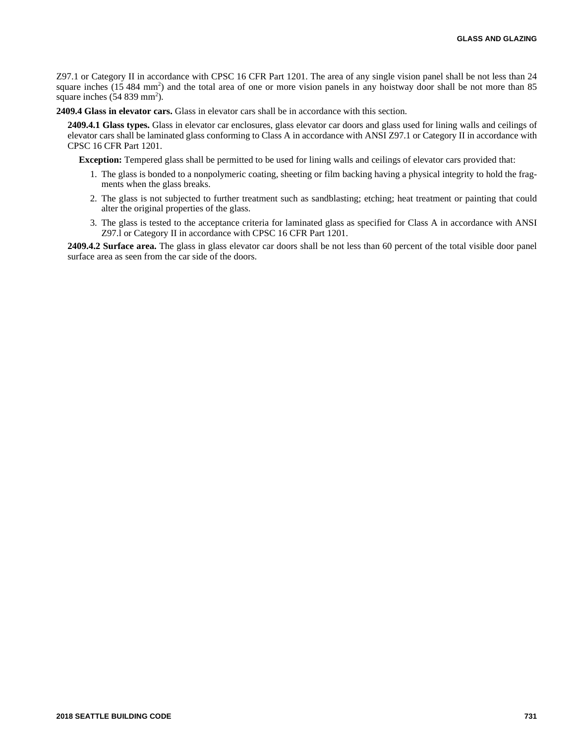Z97.1 or Category II in accordance with CPSC 16 CFR Part 1201. The area of any single vision panel shall be not less than 24 square inches (15 484 $mm^2$) and the total area of one or more vision panels in any hoistway door shall be not more than 85 square inches (54 839 $mm^2$).

**2409.4 Glass in elevator cars.** Glass in elevator cars shall be in accordance with this section.

**2409.4.1 Glass types.** Glass in elevator car enclosures, glass elevator car doors and glass used for lining walls and ceilings of elevator cars shall be laminated glass conforming to Class A in accordance with ANSI Z97.1 or Category II in accordance with CPSC 16 CFR Part 1201.

**Exception:** Tempered glass shall be permitted to be used for lining walls and ceilings of elevator cars provided that:

1. The glass is bonded to a nonpolymeric coating, sheeting or film backing having a physical integrity to hold the fragments when the glass breaks.
2. The glass is not subjected to further treatment such as sandblasting; etching; heat treatment or painting that could alter the original properties of the glass.
3. The glass is tested to the acceptance criteria for laminated glass as specified for Class A in accordance with ANSI Z97.l or Category II in accordance with CPSC 16 CFR Part 1201.

**2409.4.2 Surface area.** The glass in glass elevator car doors shall be not less than 60 percent of the total visible door panel surface area as seen from the car side of the doors.